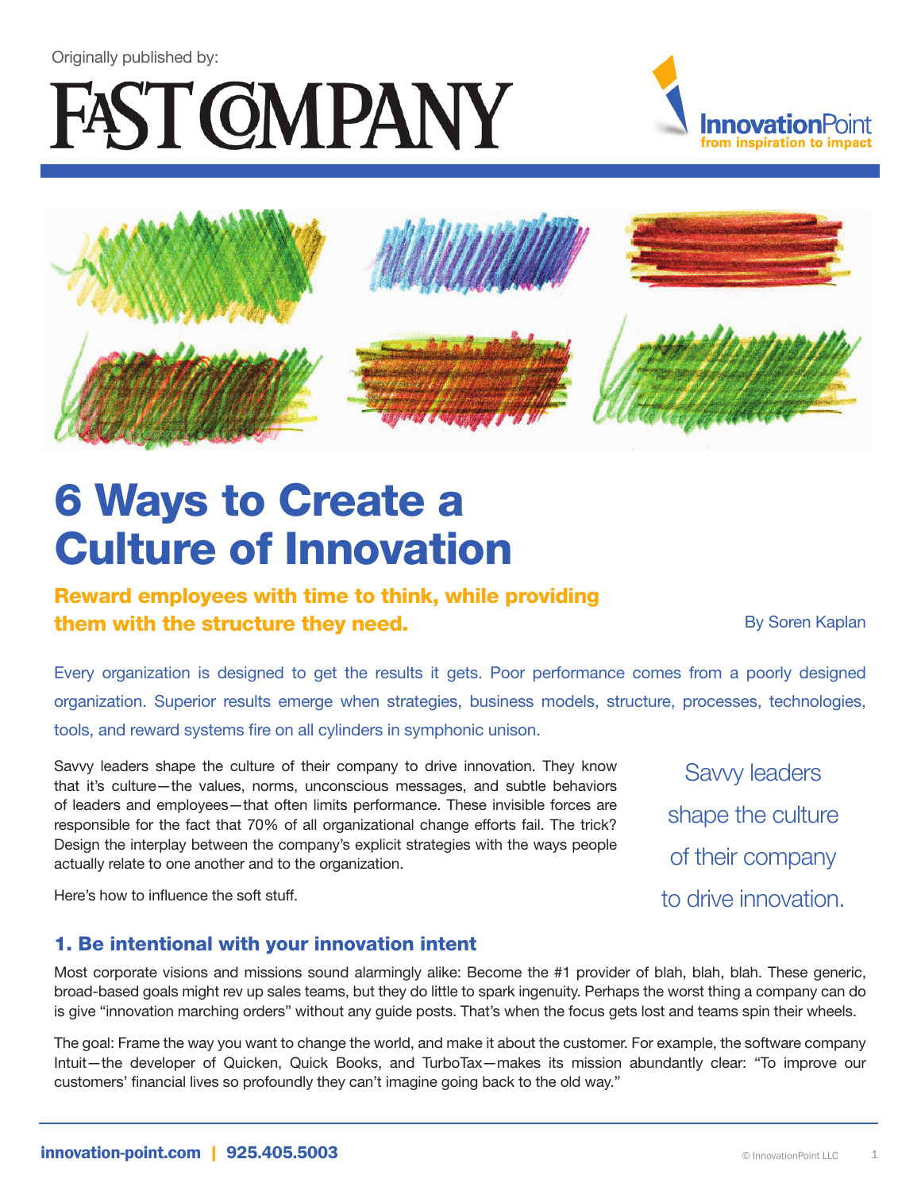Originally published by:

FAST COMPANY

InnovationPoint
from inspiration to impact

# 6 Ways to Create a Culture of Innovation

**Reward employees with time to think, while providing them with the structure they need.**

By Soren Kaplan

Every organization is designed to get the results it gets. Poor performance comes from a poorly designed organization. Superior results emerge when strategies, business models, structure, processes, technologies, tools, and reward systems fire on all cylinders in symphonic unison.

Savvy leaders shape the culture of their company to drive innovation. They know that it's culture—the values, norms, unconscious messages, and subtle behaviors of leaders and employees—that often limits performance. These invisible forces are responsible for the fact that 70% of all organizational change efforts fail. The trick? Design the interplay between the company's explicit strategies with the ways people actually relate to one another and to the organization.

> Savvy leaders shape the culture of their company to drive innovation.

Here's how to influence the soft stuff.

### 1. Be intentional with your innovation intent

Most corporate visions and missions sound alarmingly alike: Become the #1 provider of blah, blah, blah. These generic, broad-based goals might rev up sales teams, but they do little to spark ingenuity. Perhaps the worst thing a company can do is give "innovation marching orders" without any guide posts. That's when the focus gets lost and teams spin their wheels.

The goal: Frame the way you want to change the world, and make it about the customer. For example, the software company Intuit—the developer of Quicken, Quick Books, and TurboTax—makes its mission abundantly clear: "To improve our customers' financial lives so profoundly they can't imagine going back to the old way."

innovation-point.com | 925.405.5003

© InnovationPoint LLC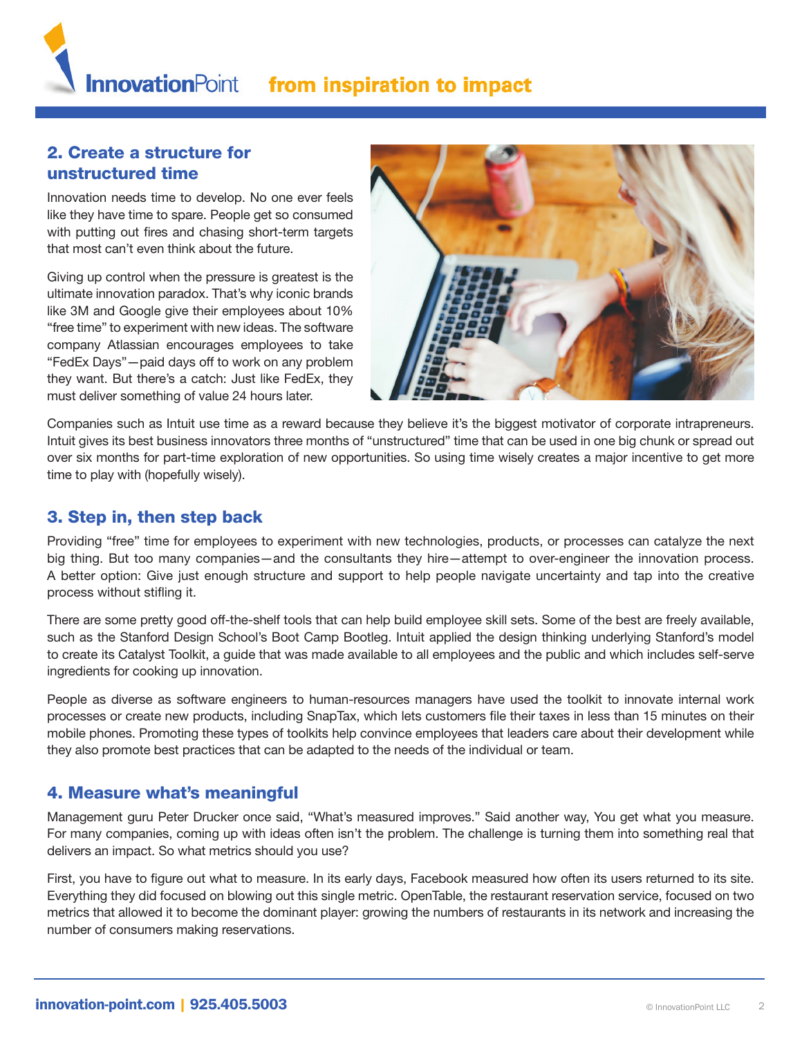## 2. Create a structure for unstructured time

Innovation needs time to develop. No one ever feels like they have time to spare. People get so consumed with putting out fires and chasing short-term targets that most can't even think about the future.

Giving up control when the pressure is greatest is the ultimate innovation paradox. That's why iconic brands like 3M and Google give their employees about 10% "free time" to experiment with new ideas. The software company Atlassian encourages employees to take "FedEx Days"—paid days off to work on any problem they want. But there's a catch: Just like FedEx, they must deliver something of value 24 hours later.

Companies such as Intuit use time as a reward because they believe it's the biggest motivator of corporate intrapreneurs. Intuit gives its best business innovators three months of "unstructured" time that can be used in one big chunk or spread out over six months for part-time exploration of new opportunities. So using time wisely creates a major incentive to get more time to play with (hopefully wisely).

## 3. Step in, then step back

Providing "free" time for employees to experiment with new technologies, products, or processes can catalyze the next big thing. But too many companies—and the consultants they hire—attempt to over-engineer the innovation process. A better option: Give just enough structure and support to help people navigate uncertainty and tap into the creative process without stifling it.

There are some pretty good off-the-shelf tools that can help build employee skill sets. Some of the best are freely available, such as the Stanford Design School's Boot Camp Bootleg. Intuit applied the design thinking underlying Stanford's model to create its Catalyst Toolkit, a guide that was made available to all employees and the public and which includes self-serve ingredients for cooking up innovation.

People as diverse as software engineers to human-resources managers have used the toolkit to innovate internal work processes or create new products, including SnapTax, which lets customers file their taxes in less than 15 minutes on their mobile phones. Promoting these types of toolkits help convince employees that leaders care about their development while they also promote best practices that can be adapted to the needs of the individual or team.

## 4. Measure what's meaningful

Management guru Peter Drucker once said, "What's measured improves." Said another way, You get what you measure. For many companies, coming up with ideas often isn't the problem. The challenge is turning them into something real that delivers an impact. So what metrics should you use?

First, you have to figure out what to measure. In its early days, Facebook measured how often its users returned to its site. Everything they did focused on blowing out this single metric. OpenTable, the restaurant reservation service, focused on two metrics that allowed it to become the dominant player: growing the numbers of restaurants in its network and increasing the number of consumers making reservations.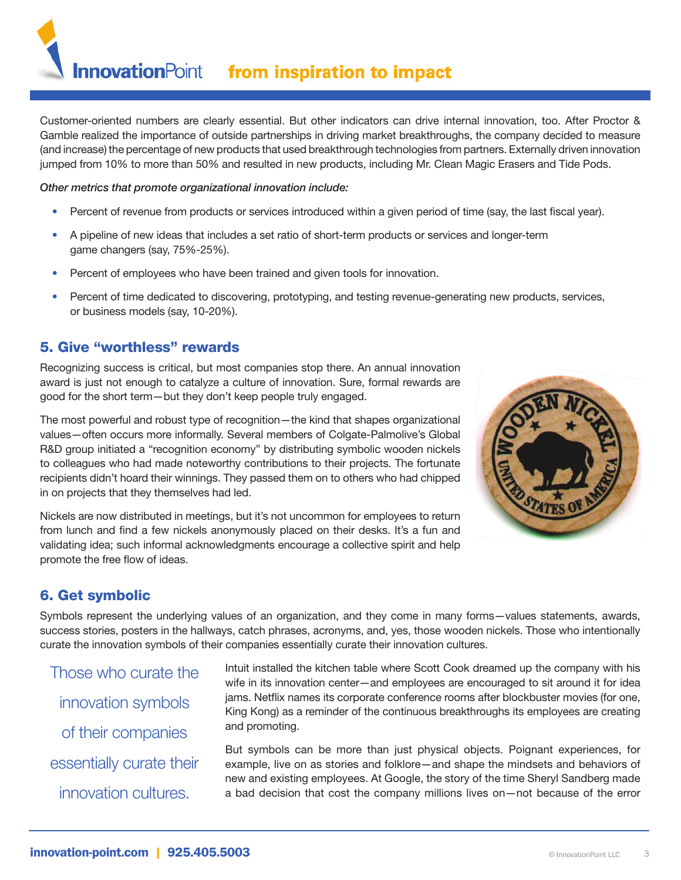Customer-oriented numbers are clearly essential. But other indicators can drive internal innovation, too. After Proctor & Gamble realized the importance of outside partnerships in driving market breakthroughs, the company decided to measure (and increase) the percentage of new products that used breakthrough technologies from partners. Externally driven innovation jumped from 10% to more than 50% and resulted in new products, including Mr. Clean Magic Erasers and Tide Pods.

*Other metrics that promote organizational innovation include:*

- Percent of revenue from products or services introduced within a given period of time (say, the last fiscal year).
- A pipeline of new ideas that includes a set ratio of short-term products or services and longer-term game changers (say, 75%-25%).
- Percent of employees who have been trained and given tools for innovation.
- Percent of time dedicated to discovering, prototyping, and testing revenue-generating new products, services, or business models (say, 10-20%).

## 5. Give "worthless" rewards

Recognizing success is critical, but most companies stop there. An annual innovation award is just not enough to catalyze a culture of innovation. Sure, formal rewards are good for the short term—but they don't keep people truly engaged.

The most powerful and robust type of recognition—the kind that shapes organizational values—often occurs more informally. Several members of Colgate-Palmolive's Global R&D group initiated a "recognition economy" by distributing symbolic wooden nickels to colleagues who had made noteworthy contributions to their projects. The fortunate recipients didn't hoard their winnings. They passed them on to others who had chipped in on projects that they themselves had led.

Nickels are now distributed in meetings, but it's not uncommon for employees to return from lunch and find a few nickels anonymously placed on their desks. It's a fun and validating idea; such informal acknowledgments encourage a collective spirit and help promote the free flow of ideas.

## 6. Get symbolic

Symbols represent the underlying values of an organization, and they come in many forms—values statements, awards, success stories, posters in the hallways, catch phrases, acronyms, and, yes, those wooden nickels. Those who intentionally curate the innovation symbols of their companies essentially curate their innovation cultures.

> Those who curate the innovation symbols of their companies essentially curate their innovation cultures.

Intuit installed the kitchen table where Scott Cook dreamed up the company with his wife in its innovation center—and employees are encouraged to sit around it for idea jams. Netflix names its corporate conference rooms after blockbuster movies (for one, King Kong) as a reminder of the continuous breakthroughs its employees are creating and promoting.

But symbols can be more than just physical objects. Poignant experiences, for example, live on as stories and folklore—and shape the mindsets and behaviors of new and existing employees. At Google, the story of the time Sheryl Sandberg made a bad decision that cost the company millions lives on—not because of the error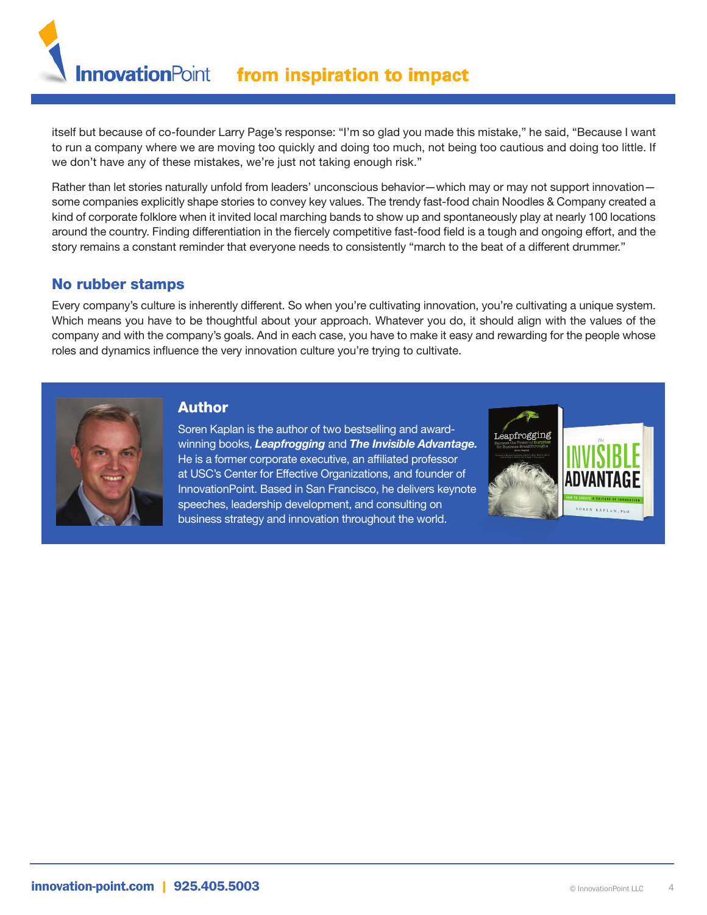itself but because of co-founder Larry Page's response: "I'm so glad you made this mistake," he said, "Because I want to run a company where we are moving too quickly and doing too much, not being too cautious and doing too little. If we don't have any of these mistakes, we're just not taking enough risk."

Rather than let stories naturally unfold from leaders' unconscious behavior—which may or may not support innovation—some companies explicitly shape stories to convey key values. The trendy fast-food chain Noodles & Company created a kind of corporate folklore when it invited local marching bands to show up and spontaneously play at nearly 100 locations around the country. Finding differentiation in the fiercely competitive fast-food field is a tough and ongoing effort, and the story remains a constant reminder that everyone needs to consistently "march to the beat of a different drummer."

## No rubber stamps

Every company's culture is inherently different. So when you're cultivating innovation, you're cultivating a unique system. Which means you have to be thoughtful about your approach. Whatever you do, it should align with the values of the company and with the company's goals. And in each case, you have to make it easy and rewarding for the people whose roles and dynamics influence the very innovation culture you're trying to cultivate.

## Author

Soren Kaplan is the author of two bestselling and award-winning books, ***Leapfrogging*** and ***The Invisible Advantage.*** He is a former corporate executive, an affiliated professor at USC's Center for Effective Organizations, and founder of InnovationPoint. Based in San Francisco, he delivers keynote speeches, leadership development, and consulting on business strategy and innovation throughout the world.